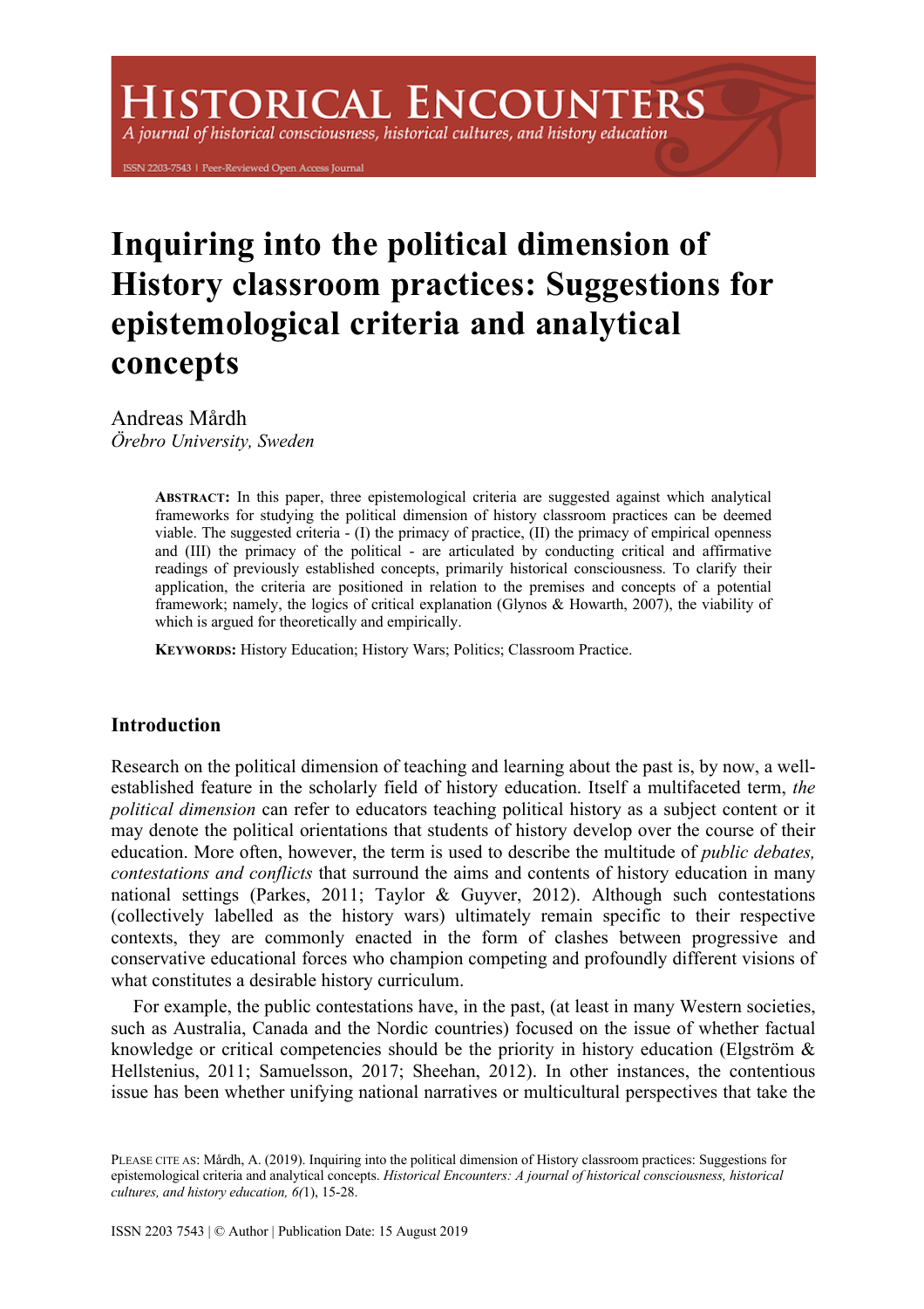# Inquiring into the political dimension of History classroom practices: Suggestions for epistemological criteria and analytical concepts

Andreas Mårdh
*Örebro University, Sweden*

**ABSTRACT:** In this paper, three epistemological criteria are suggested against which analytical frameworks for studying the political dimension of history classroom practices can be deemed viable. The suggested criteria - (I) the primacy of practice, (II) the primacy of empirical openness and (III) the primacy of the political - are articulated by conducting critical and affirmative readings of previously established concepts, primarily historical consciousness. To clarify their application, the criteria are positioned in relation to the premises and concepts of a potential framework; namely, the logics of critical explanation (Glynos & Howarth, 2007), the viability of which is argued for theoretically and empirically.

**KEYWORDS:** History Education; History Wars; Politics; Classroom Practice.

## Introduction

Research on the political dimension of teaching and learning about the past is, by now, a well-established feature in the scholarly field of history education. Itself a multifaceted term, *the political dimension* can refer to educators teaching political history as a subject content or it may denote the political orientations that students of history develop over the course of their education. More often, however, the term is used to describe the multitude of *public debates, contestations and conflicts* that surround the aims and contents of history education in many national settings (Parkes, 2011; Taylor & Guyver, 2012). Although such contestations (collectively labelled as the history wars) ultimately remain specific to their respective contexts, they are commonly enacted in the form of clashes between progressive and conservative educational forces who champion competing and profoundly different visions of what constitutes a desirable history curriculum.

For example, the public contestations have, in the past, (at least in many Western societies, such as Australia, Canada and the Nordic countries) focused on the issue of whether factual knowledge or critical competencies should be the priority in history education (Elgström & Hellstenius, 2011; Samuelsson, 2017; Sheehan, 2012). In other instances, the contentious issue has been whether unifying national narratives or multicultural perspectives that take the

PLEASE CITE AS: Mårdh, A. (2019). Inquiring into the political dimension of History classroom practices: Suggestions for epistemological criteria and analytical concepts. *Historical Encounters: A journal of historical consciousness, historical cultures, and history education, 6(*1), 15-28.

ISSN 2203 7543 | © Author | Publication Date: 15 August 2019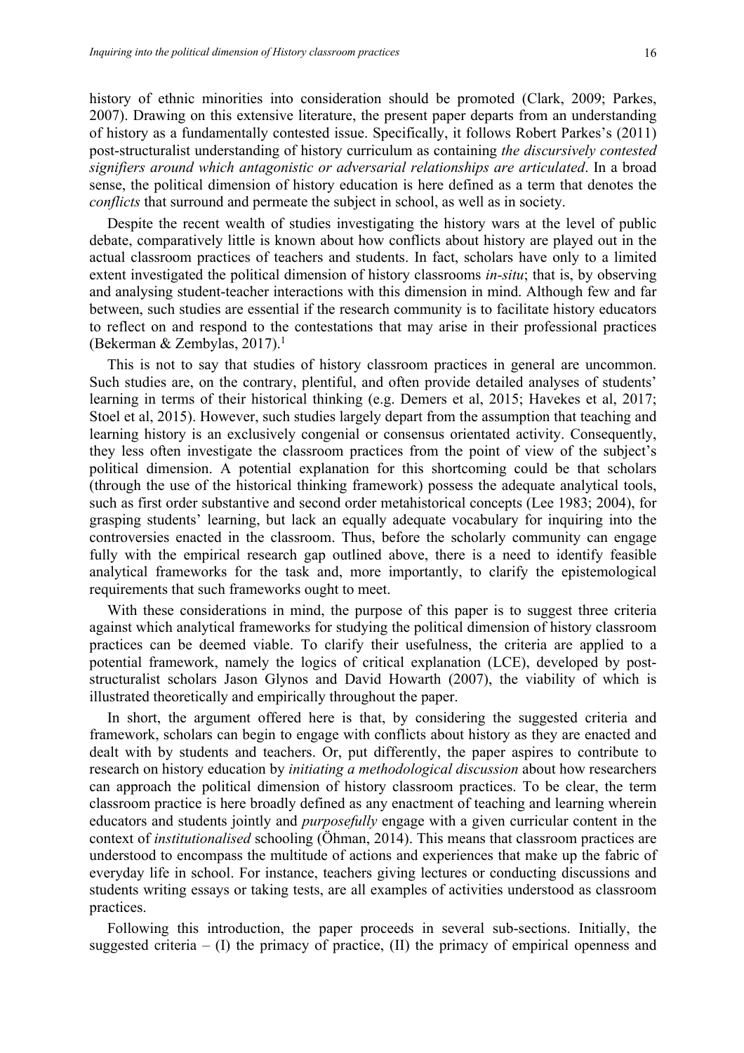history of ethnic minorities into consideration should be promoted (Clark, 2009; Parkes, 2007). Drawing on this extensive literature, the present paper departs from an understanding of history as a fundamentally contested issue. Specifically, it follows Robert Parkes's (2011) post-structuralist understanding of history curriculum as containing *the discursively contested signifiers around which antagonistic or adversarial relationships are articulated*. In a broad sense, the political dimension of history education is here defined as a term that denotes the *conflicts* that surround and permeate the subject in school, as well as in society.

Despite the recent wealth of studies investigating the history wars at the level of public debate, comparatively little is known about how conflicts about history are played out in the actual classroom practices of teachers and students. In fact, scholars have only to a limited extent investigated the political dimension of history classrooms *in-situ*; that is, by observing and analysing student-teacher interactions with this dimension in mind. Although few and far between, such studies are essential if the research community is to facilitate history educators to reflect on and respond to the contestations that may arise in their professional practices (Bekerman & Zembylas, 2017).[1]

This is not to say that studies of history classroom practices in general are uncommon. Such studies are, on the contrary, plentiful, and often provide detailed analyses of students' learning in terms of their historical thinking (e.g. Demers et al, 2015; Havekes et al, 2017; Stoel et al, 2015). However, such studies largely depart from the assumption that teaching and learning history is an exclusively congenial or consensus orientated activity. Consequently, they less often investigate the classroom practices from the point of view of the subject's political dimension. A potential explanation for this shortcoming could be that scholars (through the use of the historical thinking framework) possess the adequate analytical tools, such as first order substantive and second order metahistorical concepts (Lee 1983; 2004), for grasping students' learning, but lack an equally adequate vocabulary for inquiring into the controversies enacted in the classroom. Thus, before the scholarly community can engage fully with the empirical research gap outlined above, there is a need to identify feasible analytical frameworks for the task and, more importantly, to clarify the epistemological requirements that such frameworks ought to meet.

With these considerations in mind, the purpose of this paper is to suggest three criteria against which analytical frameworks for studying the political dimension of history classroom practices can be deemed viable. To clarify their usefulness, the criteria are applied to a potential framework, namely the logics of critical explanation (LCE), developed by post-structuralist scholars Jason Glynos and David Howarth (2007), the viability of which is illustrated theoretically and empirically throughout the paper.

In short, the argument offered here is that, by considering the suggested criteria and framework, scholars can begin to engage with conflicts about history as they are enacted and dealt with by students and teachers. Or, put differently, the paper aspires to contribute to research on history education by *initiating a methodological discussion* about how researchers can approach the political dimension of history classroom practices. To be clear, the term classroom practice is here broadly defined as any enactment of teaching and learning wherein educators and students jointly and *purposefully* engage with a given curricular content in the context of *institutionalised* schooling (Öhman, 2014). This means that classroom practices are understood to encompass the multitude of actions and experiences that make up the fabric of everyday life in school. For instance, teachers giving lectures or conducting discussions and students writing essays or taking tests, are all examples of activities understood as classroom practices.

Following this introduction, the paper proceeds in several sub-sections. Initially, the suggested criteria – (I) the primacy of practice, (II) the primacy of empirical openness and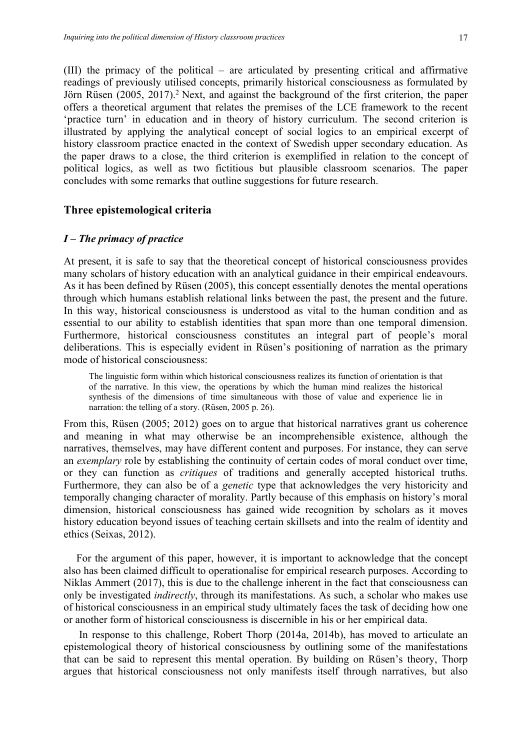(III) the primacy of the political – are articulated by presenting critical and affirmative readings of previously utilised concepts, primarily historical consciousness as formulated by Jörn Rüsen (2005, 2017).[2] Next, and against the background of the first criterion, the paper offers a theoretical argument that relates the premises of the LCE framework to the recent 'practice turn' in education and in theory of history curriculum. The second criterion is illustrated by applying the analytical concept of social logics to an empirical excerpt of history classroom practice enacted in the context of Swedish upper secondary education. As the paper draws to a close, the third criterion is exemplified in relation to the concept of political logics, as well as two fictitious but plausible classroom scenarios. The paper concludes with some remarks that outline suggestions for future research.

## Three epistemological criteria

### *I – The primacy of practice*

At present, it is safe to say that the theoretical concept of historical consciousness provides many scholars of history education with an analytical guidance in their empirical endeavours. As it has been defined by Rüsen (2005), this concept essentially denotes the mental operations through which humans establish relational links between the past, the present and the future. In this way, historical consciousness is understood as vital to the human condition and as essential to our ability to establish identities that span more than one temporal dimension. Furthermore, historical consciousness constitutes an integral part of people's moral deliberations. This is especially evident in Rüsen's positioning of narration as the primary mode of historical consciousness:

> The linguistic form within which historical consciousness realizes its function of orientation is that of the narrative. In this view, the operations by which the human mind realizes the historical synthesis of the dimensions of time simultaneous with those of value and experience lie in narration: the telling of a story. (Rüsen, 2005 p. 26).

From this, Rüsen (2005; 2012) goes on to argue that historical narratives grant us coherence and meaning in what may otherwise be an incomprehensible existence, although the narratives, themselves, may have different content and purposes. For instance, they can serve an *exemplary* role by establishing the continuity of certain codes of moral conduct over time, or they can function as *critiques* of traditions and generally accepted historical truths. Furthermore, they can also be of a *genetic* type that acknowledges the very historicity and temporally changing character of morality. Partly because of this emphasis on history's moral dimension, historical consciousness has gained wide recognition by scholars as it moves history education beyond issues of teaching certain skillsets and into the realm of identity and ethics (Seixas, 2012).

For the argument of this paper, however, it is important to acknowledge that the concept also has been claimed difficult to operationalise for empirical research purposes. According to Niklas Ammert (2017), this is due to the challenge inherent in the fact that consciousness can only be investigated *indirectly*, through its manifestations. As such, a scholar who makes use of historical consciousness in an empirical study ultimately faces the task of deciding how one or another form of historical consciousness is discernible in his or her empirical data.

In response to this challenge, Robert Thorp (2014a, 2014b), has moved to articulate an epistemological theory of historical consciousness by outlining some of the manifestations that can be said to represent this mental operation. By building on Rüsen's theory, Thorp argues that historical consciousness not only manifests itself through narratives, but also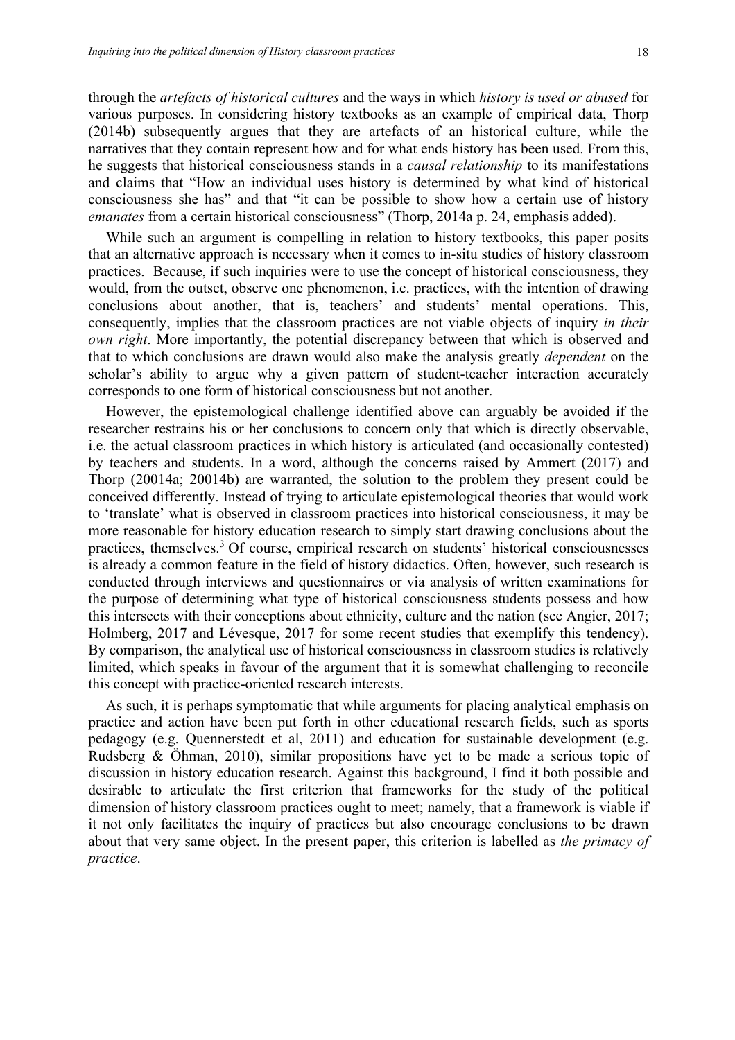through the *artefacts of historical cultures* and the ways in which *history is used or abused* for various purposes. In considering history textbooks as an example of empirical data, Thorp (2014b) subsequently argues that they are artefacts of an historical culture, while the narratives that they contain represent how and for what ends history has been used. From this, he suggests that historical consciousness stands in a *causal relationship* to its manifestations and claims that "How an individual uses history is determined by what kind of historical consciousness she has" and that "it can be possible to show how a certain use of history *emanates* from a certain historical consciousness" (Thorp, 2014a p. 24, emphasis added).

While such an argument is compelling in relation to history textbooks, this paper posits that an alternative approach is necessary when it comes to in-situ studies of history classroom practices. Because, if such inquiries were to use the concept of historical consciousness, they would, from the outset, observe one phenomenon, i.e. practices, with the intention of drawing conclusions about another, that is, teachers' and students' mental operations. This, consequently, implies that the classroom practices are not viable objects of inquiry *in their own right*. More importantly, the potential discrepancy between that which is observed and that to which conclusions are drawn would also make the analysis greatly *dependent* on the scholar's ability to argue why a given pattern of student-teacher interaction accurately corresponds to one form of historical consciousness but not another.

However, the epistemological challenge identified above can arguably be avoided if the researcher restrains his or her conclusions to concern only that which is directly observable, i.e. the actual classroom practices in which history is articulated (and occasionally contested) by teachers and students. In a word, although the concerns raised by Ammert (2017) and Thorp (20014a; 20014b) are warranted, the solution to the problem they present could be conceived differently. Instead of trying to articulate epistemological theories that would work to 'translate' what is observed in classroom practices into historical consciousness, it may be more reasonable for history education research to simply start drawing conclusions about the practices, themselves.[3] Of course, empirical research on students' historical consciousnesses is already a common feature in the field of history didactics. Often, however, such research is conducted through interviews and questionnaires or via analysis of written examinations for the purpose of determining what type of historical consciousness students possess and how this intersects with their conceptions about ethnicity, culture and the nation (see Angier, 2017; Holmberg, 2017 and Lévesque, 2017 for some recent studies that exemplify this tendency). By comparison, the analytical use of historical consciousness in classroom studies is relatively limited, which speaks in favour of the argument that it is somewhat challenging to reconcile this concept with practice-oriented research interests.

As such, it is perhaps symptomatic that while arguments for placing analytical emphasis on practice and action have been put forth in other educational research fields, such as sports pedagogy (e.g. Quennerstedt et al, 2011) and education for sustainable development (e.g. Rudsberg & Öhman, 2010), similar propositions have yet to be made a serious topic of discussion in history education research. Against this background, I find it both possible and desirable to articulate the first criterion that frameworks for the study of the political dimension of history classroom practices ought to meet; namely, that a framework is viable if it not only facilitates the inquiry of practices but also encourage conclusions to be drawn about that very same object. In the present paper, this criterion is labelled as *the primacy of practice*.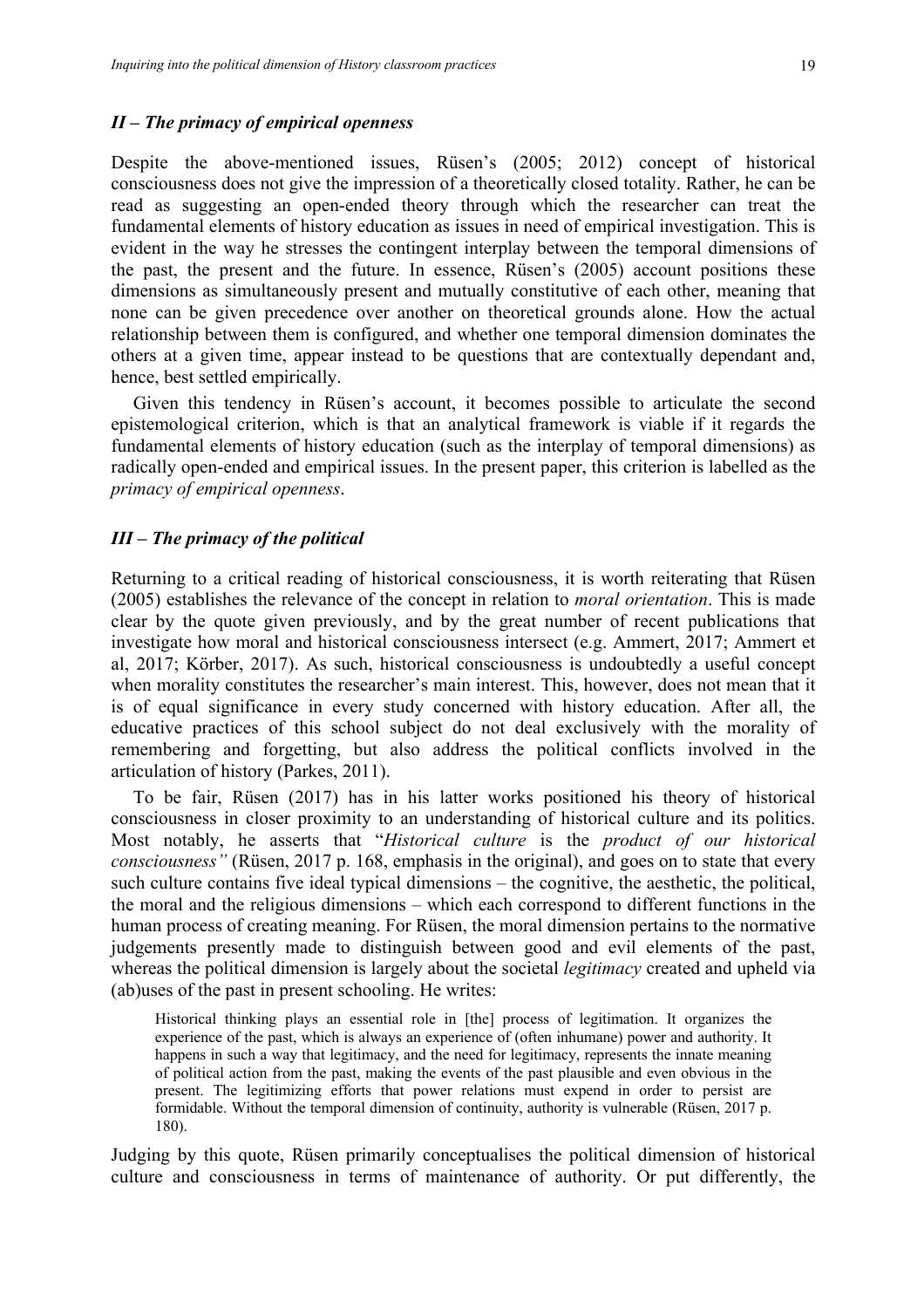### *II – The primacy of empirical openness*

Despite the above-mentioned issues, Rüsen's (2005; 2012) concept of historical consciousness does not give the impression of a theoretically closed totality. Rather, he can be read as suggesting an open-ended theory through which the researcher can treat the fundamental elements of history education as issues in need of empirical investigation. This is evident in the way he stresses the contingent interplay between the temporal dimensions of the past, the present and the future. In essence, Rüsen's (2005) account positions these dimensions as simultaneously present and mutually constitutive of each other, meaning that none can be given precedence over another on theoretical grounds alone. How the actual relationship between them is configured, and whether one temporal dimension dominates the others at a given time, appear instead to be questions that are contextually dependant and, hence, best settled empirically.

Given this tendency in Rüsen's account, it becomes possible to articulate the second epistemological criterion, which is that an analytical framework is viable if it regards the fundamental elements of history education (such as the interplay of temporal dimensions) as radically open-ended and empirical issues. In the present paper, this criterion is labelled as the *primacy of empirical openness*.

### *III – The primacy of the political*

Returning to a critical reading of historical consciousness, it is worth reiterating that Rüsen (2005) establishes the relevance of the concept in relation to *moral orientation*. This is made clear by the quote given previously, and by the great number of recent publications that investigate how moral and historical consciousness intersect (e.g. Ammert, 2017; Ammert et al, 2017; Körber, 2017). As such, historical consciousness is undoubtedly a useful concept when morality constitutes the researcher's main interest. This, however, does not mean that it is of equal significance in every study concerned with history education. After all, the educative practices of this school subject do not deal exclusively with the morality of remembering and forgetting, but also address the political conflicts involved in the articulation of history (Parkes, 2011).

To be fair, Rüsen (2017) has in his latter works positioned his theory of historical consciousness in closer proximity to an understanding of historical culture and its politics. Most notably, he asserts that "*Historical culture* is the *product of our historical consciousness"* (Rüsen, 2017 p. 168, emphasis in the original), and goes on to state that every such culture contains five ideal typical dimensions – the cognitive, the aesthetic, the political, the moral and the religious dimensions – which each correspond to different functions in the human process of creating meaning. For Rüsen, the moral dimension pertains to the normative judgements presently made to distinguish between good and evil elements of the past, whereas the political dimension is largely about the societal *legitimacy* created and upheld via (ab)uses of the past in present schooling. He writes:

> Historical thinking plays an essential role in [the] process of legitimation. It organizes the experience of the past, which is always an experience of (often inhumane) power and authority. It happens in such a way that legitimacy, and the need for legitimacy, represents the innate meaning of political action from the past, making the events of the past plausible and even obvious in the present. The legitimizing efforts that power relations must expend in order to persist are formidable. Without the temporal dimension of continuity, authority is vulnerable (Rüsen, 2017 p. 180).

Judging by this quote, Rüsen primarily conceptualises the political dimension of historical culture and consciousness in terms of maintenance of authority. Or put differently, the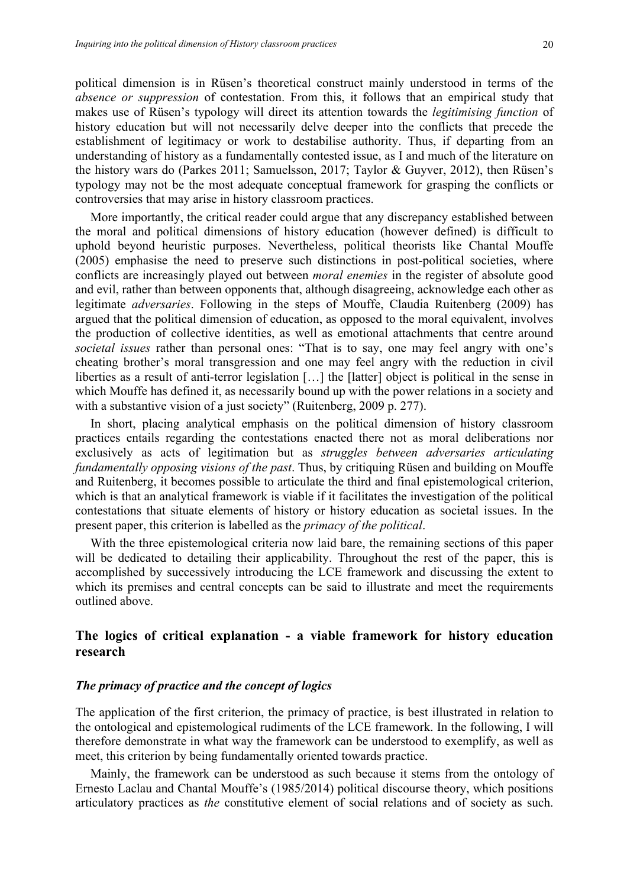political dimension is in Rüsen's theoretical construct mainly understood in terms of the *absence or suppression* of contestation. From this, it follows that an empirical study that makes use of Rüsen's typology will direct its attention towards the *legitimising function* of history education but will not necessarily delve deeper into the conflicts that precede the establishment of legitimacy or work to destabilise authority. Thus, if departing from an understanding of history as a fundamentally contested issue, as I and much of the literature on the history wars do (Parkes 2011; Samuelsson, 2017; Taylor & Guyver, 2012), then Rüsen's typology may not be the most adequate conceptual framework for grasping the conflicts or controversies that may arise in history classroom practices.

More importantly, the critical reader could argue that any discrepancy established between the moral and political dimensions of history education (however defined) is difficult to uphold beyond heuristic purposes. Nevertheless, political theorists like Chantal Mouffe (2005) emphasise the need to preserve such distinctions in post-political societies, where conflicts are increasingly played out between *moral enemies* in the register of absolute good and evil, rather than between opponents that, although disagreeing, acknowledge each other as legitimate *adversaries*. Following in the steps of Mouffe, Claudia Ruitenberg (2009) has argued that the political dimension of education, as opposed to the moral equivalent, involves the production of collective identities, as well as emotional attachments that centre around *societal issues* rather than personal ones: "That is to say, one may feel angry with one's cheating brother's moral transgression and one may feel angry with the reduction in civil liberties as a result of anti-terror legislation […] the [latter] object is political in the sense in which Mouffe has defined it, as necessarily bound up with the power relations in a society and with a substantive vision of a just society" (Ruitenberg, 2009 p. 277).

In short, placing analytical emphasis on the political dimension of history classroom practices entails regarding the contestations enacted there not as moral deliberations nor exclusively as acts of legitimation but as *struggles between adversaries articulating fundamentally opposing visions of the past*. Thus, by critiquing Rüsen and building on Mouffe and Ruitenberg, it becomes possible to articulate the third and final epistemological criterion, which is that an analytical framework is viable if it facilitates the investigation of the political contestations that situate elements of history or history education as societal issues. In the present paper, this criterion is labelled as the *primacy of the political*.

With the three epistemological criteria now laid bare, the remaining sections of this paper will be dedicated to detailing their applicability. Throughout the rest of the paper, this is accomplished by successively introducing the LCE framework and discussing the extent to which its premises and central concepts can be said to illustrate and meet the requirements outlined above.

## The logics of critical explanation - a viable framework for history education research

### *The primacy of practice and the concept of logics*

The application of the first criterion, the primacy of practice, is best illustrated in relation to the ontological and epistemological rudiments of the LCE framework. In the following, I will therefore demonstrate in what way the framework can be understood to exemplify, as well as meet, this criterion by being fundamentally oriented towards practice.

Mainly, the framework can be understood as such because it stems from the ontology of Ernesto Laclau and Chantal Mouffe's (1985/2014) political discourse theory, which positions articulatory practices as *the* constitutive element of social relations and of society as such.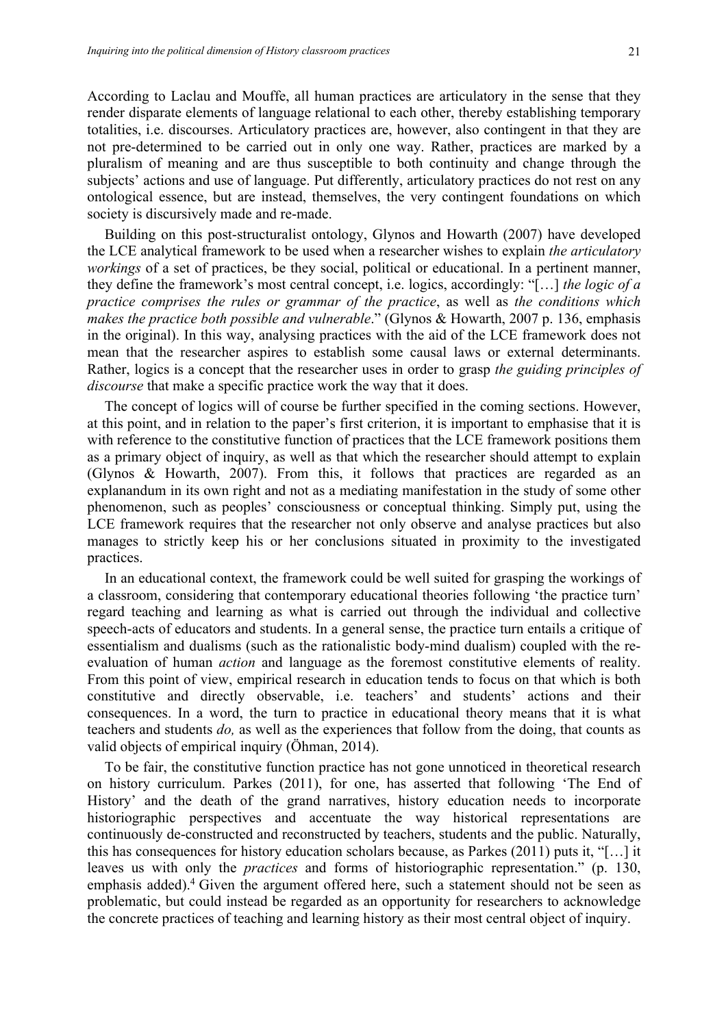According to Laclau and Mouffe, all human practices are articulatory in the sense that they render disparate elements of language relational to each other, thereby establishing temporary totalities, i.e. discourses. Articulatory practices are, however, also contingent in that they are not pre-determined to be carried out in only one way. Rather, practices are marked by a pluralism of meaning and are thus susceptible to both continuity and change through the subjects' actions and use of language. Put differently, articulatory practices do not rest on any ontological essence, but are instead, themselves, the very contingent foundations on which society is discursively made and re-made.

Building on this post-structuralist ontology, Glynos and Howarth (2007) have developed the LCE analytical framework to be used when a researcher wishes to explain *the articulatory workings* of a set of practices, be they social, political or educational. In a pertinent manner, they define the framework's most central concept, i.e. logics, accordingly: "[…] *the logic of a practice comprises the rules or grammar of the practice*, as well as *the conditions which makes the practice both possible and vulnerable*." (Glynos & Howarth, 2007 p. 136, emphasis in the original). In this way, analysing practices with the aid of the LCE framework does not mean that the researcher aspires to establish some causal laws or external determinants. Rather, logics is a concept that the researcher uses in order to grasp *the guiding principles of discourse* that make a specific practice work the way that it does.

The concept of logics will of course be further specified in the coming sections. However, at this point, and in relation to the paper's first criterion, it is important to emphasise that it is with reference to the constitutive function of practices that the LCE framework positions them as a primary object of inquiry, as well as that which the researcher should attempt to explain (Glynos & Howarth, 2007). From this, it follows that practices are regarded as an explanandum in its own right and not as a mediating manifestation in the study of some other phenomenon, such as peoples' consciousness or conceptual thinking. Simply put, using the LCE framework requires that the researcher not only observe and analyse practices but also manages to strictly keep his or her conclusions situated in proximity to the investigated practices.

In an educational context, the framework could be well suited for grasping the workings of a classroom, considering that contemporary educational theories following 'the practice turn' regard teaching and learning as what is carried out through the individual and collective speech-acts of educators and students. In a general sense, the practice turn entails a critique of essentialism and dualisms (such as the rationalistic body-mind dualism) coupled with the re-evaluation of human *action* and language as the foremost constitutive elements of reality. From this point of view, empirical research in education tends to focus on that which is both constitutive and directly observable, i.e. teachers' and students' actions and their consequences. In a word, the turn to practice in educational theory means that it is what teachers and students *do,* as well as the experiences that follow from the doing, that counts as valid objects of empirical inquiry (Öhman, 2014).

To be fair, the constitutive function practice has not gone unnoticed in theoretical research on history curriculum. Parkes (2011), for one, has asserted that following 'The End of History' and the death of the grand narratives, history education needs to incorporate historiographic perspectives and accentuate the way historical representations are continuously de-constructed and reconstructed by teachers, students and the public. Naturally, this has consequences for history education scholars because, as Parkes (2011) puts it, "[…] it leaves us with only the *practices* and forms of historiographic representation." (p. 130, emphasis added).[4] Given the argument offered here, such a statement should not be seen as problematic, but could instead be regarded as an opportunity for researchers to acknowledge the concrete practices of teaching and learning history as their most central object of inquiry.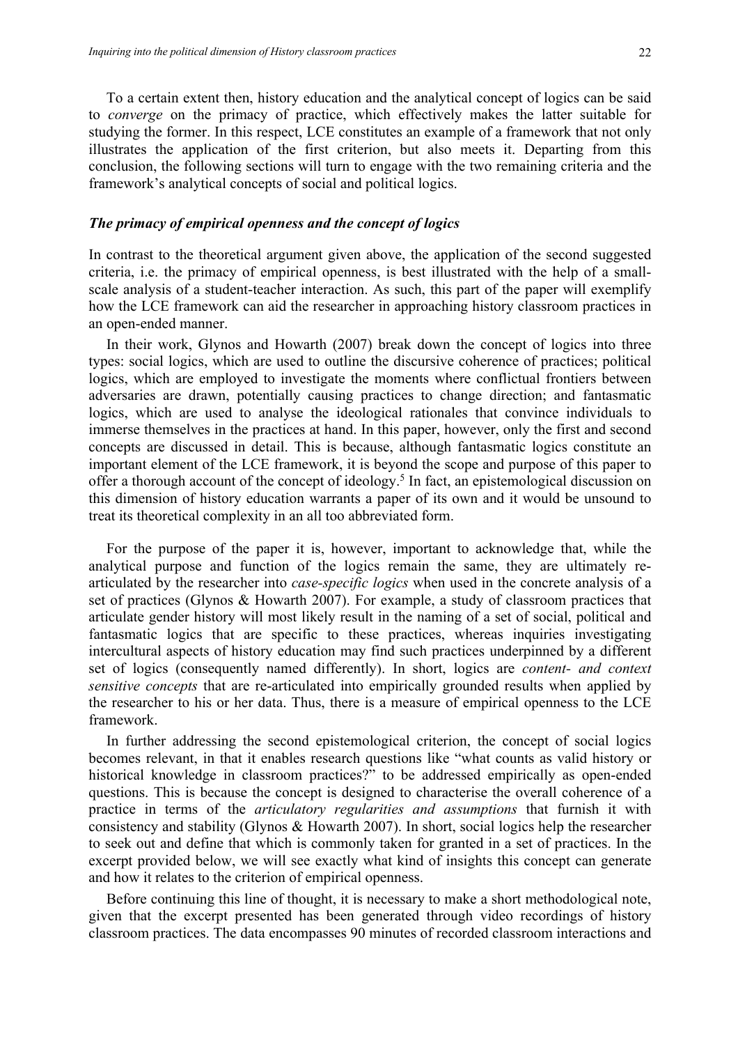To a certain extent then, history education and the analytical concept of logics can be said to *converge* on the primacy of practice, which effectively makes the latter suitable for studying the former. In this respect, LCE constitutes an example of a framework that not only illustrates the application of the first criterion, but also meets it. Departing from this conclusion, the following sections will turn to engage with the two remaining criteria and the framework's analytical concepts of social and political logics.

### *The primacy of empirical openness and the concept of logics*

In contrast to the theoretical argument given above, the application of the second suggested criteria, i.e. the primacy of empirical openness, is best illustrated with the help of a small-scale analysis of a student-teacher interaction. As such, this part of the paper will exemplify how the LCE framework can aid the researcher in approaching history classroom practices in an open-ended manner.

In their work, Glynos and Howarth (2007) break down the concept of logics into three types: social logics, which are used to outline the discursive coherence of practices; political logics, which are employed to investigate the moments where conflictual frontiers between adversaries are drawn, potentially causing practices to change direction; and fantasmatic logics, which are used to analyse the ideological rationales that convince individuals to immerse themselves in the practices at hand. In this paper, however, only the first and second concepts are discussed in detail. This is because, although fantasmatic logics constitute an important element of the LCE framework, it is beyond the scope and purpose of this paper to offer a thorough account of the concept of ideology.[5] In fact, an epistemological discussion on this dimension of history education warrants a paper of its own and it would be unsound to treat its theoretical complexity in an all too abbreviated form.

For the purpose of the paper it is, however, important to acknowledge that, while the analytical purpose and function of the logics remain the same, they are ultimately re-articulated by the researcher into *case-specific logics* when used in the concrete analysis of a set of practices (Glynos & Howarth 2007). For example, a study of classroom practices that articulate gender history will most likely result in the naming of a set of social, political and fantasmatic logics that are specific to these practices, whereas inquiries investigating intercultural aspects of history education may find such practices underpinned by a different set of logics (consequently named differently). In short, logics are *content- and context sensitive concepts* that are re-articulated into empirically grounded results when applied by the researcher to his or her data. Thus, there is a measure of empirical openness to the LCE framework.

In further addressing the second epistemological criterion, the concept of social logics becomes relevant, in that it enables research questions like "what counts as valid history or historical knowledge in classroom practices?" to be addressed empirically as open-ended questions. This is because the concept is designed to characterise the overall coherence of a practice in terms of the *articulatory regularities and assumptions* that furnish it with consistency and stability (Glynos & Howarth 2007). In short, social logics help the researcher to seek out and define that which is commonly taken for granted in a set of practices. In the excerpt provided below, we will see exactly what kind of insights this concept can generate and how it relates to the criterion of empirical openness.

Before continuing this line of thought, it is necessary to make a short methodological note, given that the excerpt presented has been generated through video recordings of history classroom practices. The data encompasses 90 minutes of recorded classroom interactions and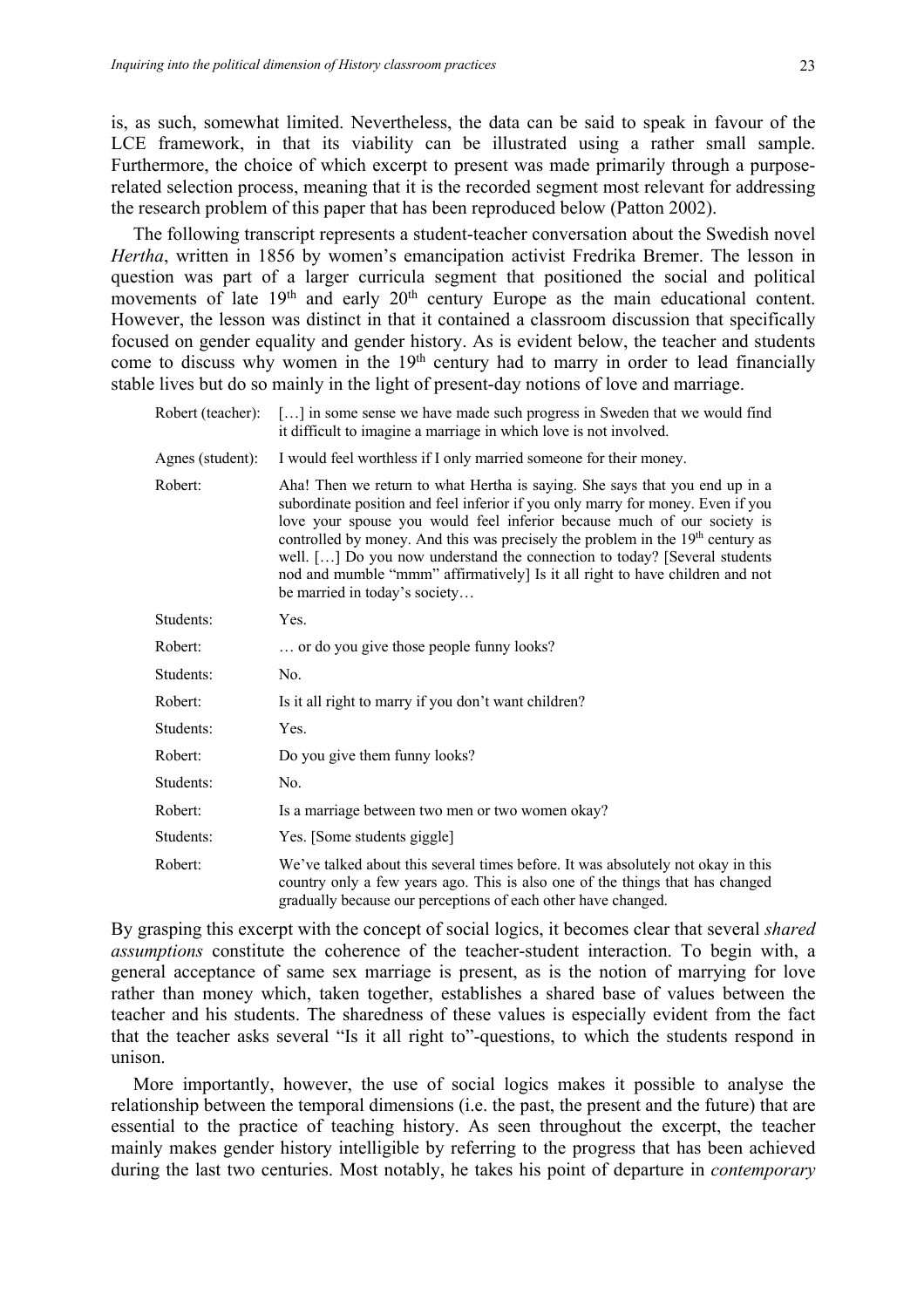is, as such, somewhat limited. Nevertheless, the data can be said to speak in favour of the LCE framework, in that its viability can be illustrated using a rather small sample. Furthermore, the choice of which excerpt to present was made primarily through a purpose-related selection process, meaning that it is the recorded segment most relevant for addressing the research problem of this paper that has been reproduced below (Patton 2002).

The following transcript represents a student-teacher conversation about the Swedish novel *Hertha*, written in 1856 by women's emancipation activist Fredrika Bremer. The lesson in question was part of a larger curricula segment that positioned the social and political movements of late 19th and early 20th century Europe as the main educational content. However, the lesson was distinct in that it contained a classroom discussion that specifically focused on gender equality and gender history. As is evident below, the teacher and students come to discuss why women in the 19th century had to marry in order to lead financially stable lives but do so mainly in the light of present-day notions of love and marriage.

| | |
|---|---|
| Robert (teacher): | […] in some sense we have made such progress in Sweden that we would find it difficult to imagine a marriage in which love is not involved. |
| Agnes (student): | I would feel worthless if I only married someone for their money. |
| Robert: | Aha! Then we return to what Hertha is saying. She says that you end up in a subordinate position and feel inferior if you only marry for money. Even if you love your spouse you would feel inferior because much of our society is controlled by money. And this was precisely the problem in the 19th century as well. […] Do you now understand the connection to today? [Several students nod and mumble "mmm" affirmatively] Is it all right to have children and not be married in today's society… |
| Students: | Yes. |
| Robert: | … or do you give those people funny looks? |
| Students: | No. |
| Robert: | Is it all right to marry if you don't want children? |
| Students: | Yes. |
| Robert: | Do you give them funny looks? |
| Students: | No. |
| Robert: | Is a marriage between two men or two women okay? |
| Students: | Yes. [Some students giggle] |
| Robert: | We've talked about this several times before. It was absolutely not okay in this country only a few years ago. This is also one of the things that has changed gradually because our perceptions of each other have changed. |

By grasping this excerpt with the concept of social logics, it becomes clear that several *shared assumptions* constitute the coherence of the teacher-student interaction. To begin with, a general acceptance of same sex marriage is present, as is the notion of marrying for love rather than money which, taken together, establishes a shared base of values between the teacher and his students. The sharedness of these values is especially evident from the fact that the teacher asks several "Is it all right to"-questions, to which the students respond in unison.

More importantly, however, the use of social logics makes it possible to analyse the relationship between the temporal dimensions (i.e. the past, the present and the future) that are essential to the practice of teaching history. As seen throughout the excerpt, the teacher mainly makes gender history intelligible by referring to the progress that has been achieved during the last two centuries. Most notably, he takes his point of departure in *contemporary*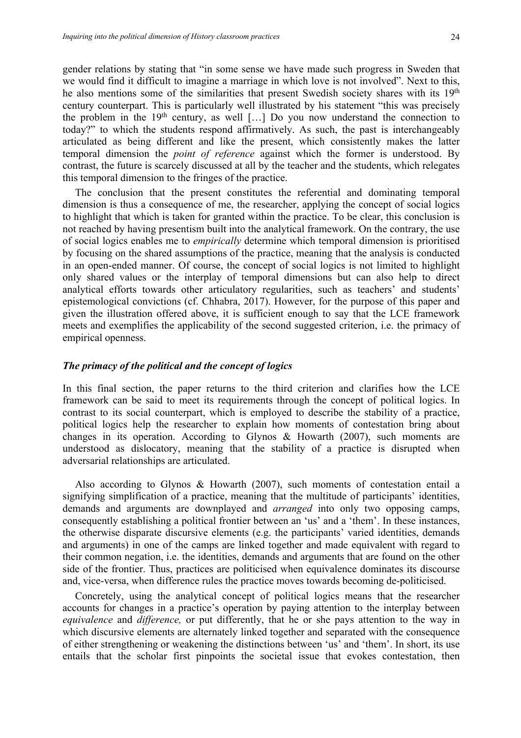gender relations by stating that "in some sense we have made such progress in Sweden that we would find it difficult to imagine a marriage in which love is not involved". Next to this, he also mentions some of the similarities that present Swedish society shares with its 19th century counterpart. This is particularly well illustrated by his statement "this was precisely the problem in the 19th century, as well […] Do you now understand the connection to today?" to which the students respond affirmatively. As such, the past is interchangeably articulated as being different and like the present, which consistently makes the latter temporal dimension the *point of reference* against which the former is understood. By contrast, the future is scarcely discussed at all by the teacher and the students, which relegates this temporal dimension to the fringes of the practice.

The conclusion that the present constitutes the referential and dominating temporal dimension is thus a consequence of me, the researcher, applying the concept of social logics to highlight that which is taken for granted within the practice. To be clear, this conclusion is not reached by having presentism built into the analytical framework. On the contrary, the use of social logics enables me to *empirically* determine which temporal dimension is prioritised by focusing on the shared assumptions of the practice, meaning that the analysis is conducted in an open-ended manner. Of course, the concept of social logics is not limited to highlight only shared values or the interplay of temporal dimensions but can also help to direct analytical efforts towards other articulatory regularities, such as teachers' and students' epistemological convictions (cf. Chhabra, 2017). However, for the purpose of this paper and given the illustration offered above, it is sufficient enough to say that the LCE framework meets and exemplifies the applicability of the second suggested criterion, i.e. the primacy of empirical openness.

### *The primacy of the political and the concept of logics*

In this final section, the paper returns to the third criterion and clarifies how the LCE framework can be said to meet its requirements through the concept of political logics. In contrast to its social counterpart, which is employed to describe the stability of a practice, political logics help the researcher to explain how moments of contestation bring about changes in its operation. According to Glynos & Howarth (2007), such moments are understood as dislocatory, meaning that the stability of a practice is disrupted when adversarial relationships are articulated.

Also according to Glynos & Howarth (2007), such moments of contestation entail a signifying simplification of a practice, meaning that the multitude of participants' identities, demands and arguments are downplayed and *arranged* into only two opposing camps, consequently establishing a political frontier between an 'us' and a 'them'. In these instances, the otherwise disparate discursive elements (e.g. the participants' varied identities, demands and arguments) in one of the camps are linked together and made equivalent with regard to their common negation, i.e. the identities, demands and arguments that are found on the other side of the frontier. Thus, practices are politicised when equivalence dominates its discourse and, vice-versa, when difference rules the practice moves towards becoming de-politicised.

Concretely, using the analytical concept of political logics means that the researcher accounts for changes in a practice's operation by paying attention to the interplay between *equivalence* and *difference,* or put differently, that he or she pays attention to the way in which discursive elements are alternately linked together and separated with the consequence of either strengthening or weakening the distinctions between 'us' and 'them'. In short, its use entails that the scholar first pinpoints the societal issue that evokes contestation, then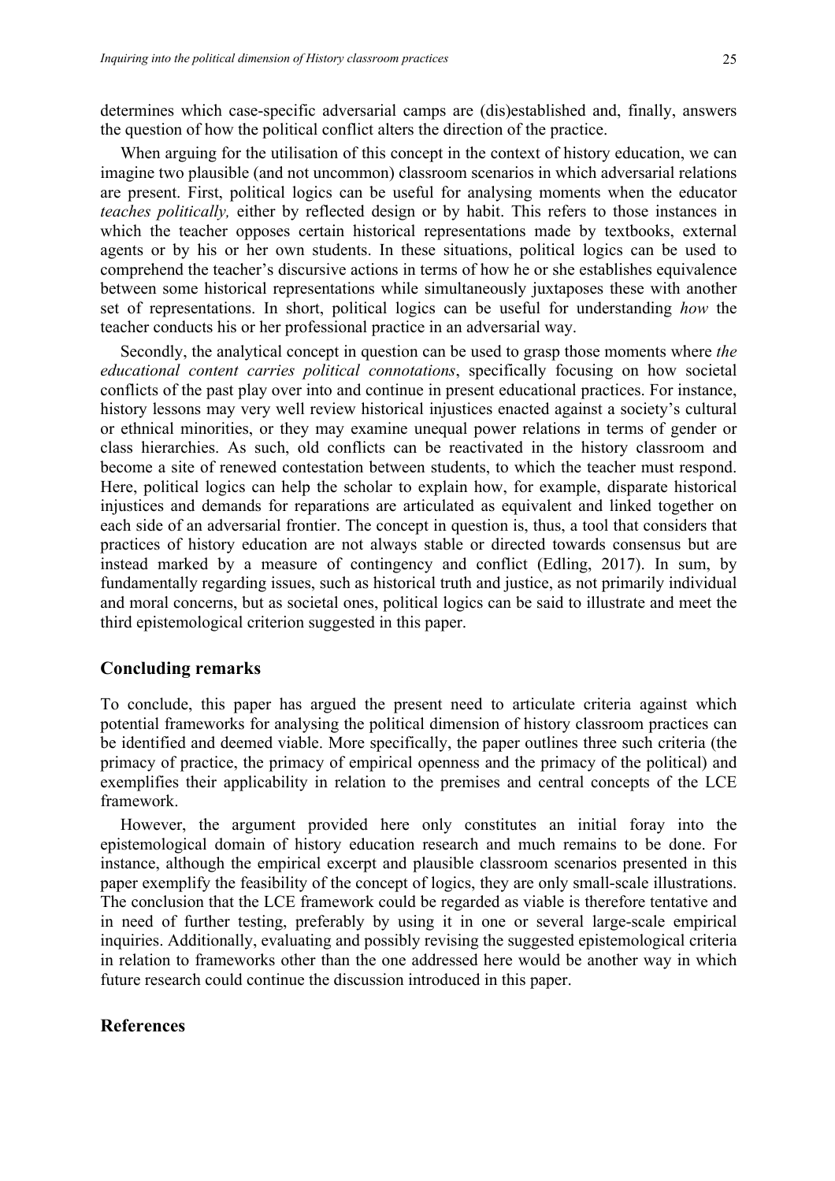determines which case-specific adversarial camps are (dis)established and, finally, answers the question of how the political conflict alters the direction of the practice.

When arguing for the utilisation of this concept in the context of history education, we can imagine two plausible (and not uncommon) classroom scenarios in which adversarial relations are present. First, political logics can be useful for analysing moments when the educator *teaches politically,* either by reflected design or by habit. This refers to those instances in which the teacher opposes certain historical representations made by textbooks, external agents or by his or her own students. In these situations, political logics can be used to comprehend the teacher's discursive actions in terms of how he or she establishes equivalence between some historical representations while simultaneously juxtaposes these with another set of representations. In short, political logics can be useful for understanding *how* the teacher conducts his or her professional practice in an adversarial way.

Secondly, the analytical concept in question can be used to grasp those moments where *the educational content carries political connotations*, specifically focusing on how societal conflicts of the past play over into and continue in present educational practices. For instance, history lessons may very well review historical injustices enacted against a society's cultural or ethnical minorities, or they may examine unequal power relations in terms of gender or class hierarchies. As such, old conflicts can be reactivated in the history classroom and become a site of renewed contestation between students, to which the teacher must respond. Here, political logics can help the scholar to explain how, for example, disparate historical injustices and demands for reparations are articulated as equivalent and linked together on each side of an adversarial frontier. The concept in question is, thus, a tool that considers that practices of history education are not always stable or directed towards consensus but are instead marked by a measure of contingency and conflict (Edling, 2017). In sum, by fundamentally regarding issues, such as historical truth and justice, as not primarily individual and moral concerns, but as societal ones, political logics can be said to illustrate and meet the third epistemological criterion suggested in this paper.

## Concluding remarks

To conclude, this paper has argued the present need to articulate criteria against which potential frameworks for analysing the political dimension of history classroom practices can be identified and deemed viable. More specifically, the paper outlines three such criteria (the primacy of practice, the primacy of empirical openness and the primacy of the political) and exemplifies their applicability in relation to the premises and central concepts of the LCE framework.

However, the argument provided here only constitutes an initial foray into the epistemological domain of history education research and much remains to be done. For instance, although the empirical excerpt and plausible classroom scenarios presented in this paper exemplify the feasibility of the concept of logics, they are only small-scale illustrations. The conclusion that the LCE framework could be regarded as viable is therefore tentative and in need of further testing, preferably by using it in one or several large-scale empirical inquiries. Additionally, evaluating and possibly revising the suggested epistemological criteria in relation to frameworks other than the one addressed here would be another way in which future research could continue the discussion introduced in this paper.

## References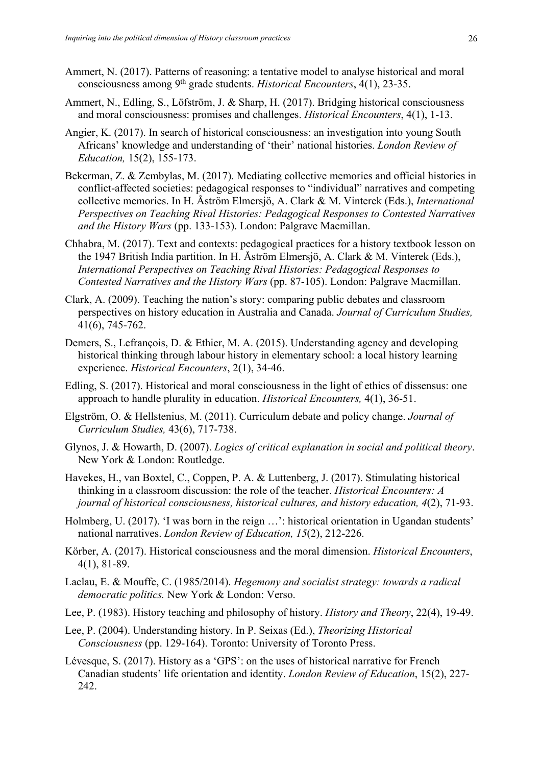Ammert, N. (2017). Patterns of reasoning: a tentative model to analyse historical and moral consciousness among 9th grade students. *Historical Encounters*, 4(1), 23-35.

Ammert, N., Edling, S., Löfström, J. & Sharp, H. (2017). Bridging historical consciousness and moral consciousness: promises and challenges. *Historical Encounters*, 4(1), 1-13.

Angier, K. (2017). In search of historical consciousness: an investigation into young South Africans' knowledge and understanding of 'their' national histories. *London Review of Education,* 15(2), 155-173.

Bekerman, Z. & Zembylas, M. (2017). Mediating collective memories and official histories in conflict-affected societies: pedagogical responses to "individual" narratives and competing collective memories. In H. Åström Elmersjö, A. Clark & M. Vinterek (Eds.), *International Perspectives on Teaching Rival Histories: Pedagogical Responses to Contested Narratives and the History Wars* (pp. 133-153). London: Palgrave Macmillan.

Chhabra, M. (2017). Text and contexts: pedagogical practices for a history textbook lesson on the 1947 British India partition. In H. Åström Elmersjö, A. Clark & M. Vinterek (Eds.), *International Perspectives on Teaching Rival Histories: Pedagogical Responses to Contested Narratives and the History Wars* (pp. 87-105). London: Palgrave Macmillan.

Clark, A. (2009). Teaching the nation's story: comparing public debates and classroom perspectives on history education in Australia and Canada. *Journal of Curriculum Studies,* 41(6), 745-762.

Demers, S., Lefrançois, D. & Ethier, M. A. (2015). Understanding agency and developing historical thinking through labour history in elementary school: a local history learning experience. *Historical Encounters*, 2(1), 34-46.

Edling, S. (2017). Historical and moral consciousness in the light of ethics of dissensus: one approach to handle plurality in education. *Historical Encounters,* 4(1), 36-51.

Elgström, O. & Hellstenius, M. (2011). Curriculum debate and policy change. *Journal of Curriculum Studies,* 43(6), 717-738.

Glynos, J. & Howarth, D. (2007). *Logics of critical explanation in social and political theory*. New York & London: Routledge.

Havekes, H., van Boxtel, C., Coppen, P. A. & Luttenberg, J. (2017). Stimulating historical thinking in a classroom discussion: the role of the teacher. *Historical Encounters: A journal of historical consciousness, historical cultures, and history education, 4*(2), 71-93.

Holmberg, U. (2017). 'I was born in the reign …': historical orientation in Ugandan students' national narratives. *London Review of Education, 15*(2), 212-226.

Körber, A. (2017). Historical consciousness and the moral dimension. *Historical Encounters*, 4(1), 81-89.

Laclau, E. & Mouffe, C. (1985/2014). *Hegemony and socialist strategy: towards a radical democratic politics.* New York & London: Verso.

Lee, P. (1983). History teaching and philosophy of history. *History and Theory*, 22(4), 19-49.

Lee, P. (2004). Understanding history. In P. Seixas (Ed.), *Theorizing Historical Consciousness* (pp. 129-164). Toronto: University of Toronto Press.

Lévesque, S. (2017). History as a 'GPS': on the uses of historical narrative for French Canadian students' life orientation and identity. *London Review of Education*, 15(2), 227-242.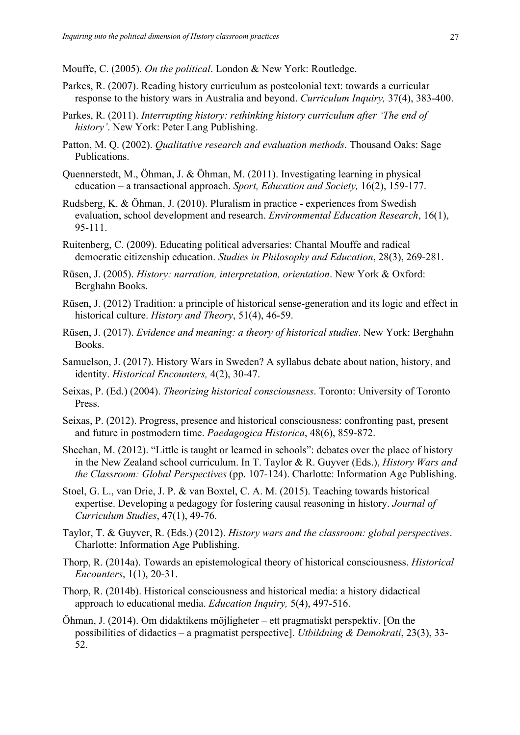Mouffe, C. (2005). *On the political*. London & New York: Routledge.

Parkes, R. (2007). Reading history curriculum as postcolonial text: towards a curricular response to the history wars in Australia and beyond. *Curriculum Inquiry,* 37(4), 383-400.

Parkes, R. (2011). *Interrupting history: rethinking history curriculum after 'The end of history'*. New York: Peter Lang Publishing.

Patton, M. Q. (2002). *Qualitative research and evaluation methods*. Thousand Oaks: Sage Publications.

Quennerstedt, M., Öhman, J. & Öhman, M. (2011). Investigating learning in physical education – a transactional approach. *Sport, Education and Society,* 16(2), 159-177.

Rudsberg, K. & Öhman, J. (2010). Pluralism in practice - experiences from Swedish evaluation, school development and research. *Environmental Education Research*, 16(1), 95-111.

Ruitenberg, C. (2009). Educating political adversaries: Chantal Mouffe and radical democratic citizenship education. *Studies in Philosophy and Education*, 28(3), 269-281.

Rüsen, J. (2005). *History: narration, interpretation, orientation*. New York & Oxford: Berghahn Books.

Rüsen, J. (2012) Tradition: a principle of historical sense-generation and its logic and effect in historical culture. *History and Theory*, 51(4), 46-59.

Rüsen, J. (2017). *Evidence and meaning: a theory of historical studies*. New York: Berghahn Books.

Samuelson, J. (2017). History Wars in Sweden? A syllabus debate about nation, history, and identity. *Historical Encounters,* 4(2), 30-47.

Seixas, P. (Ed.) (2004). *Theorizing historical consciousness*. Toronto: University of Toronto Press.

Seixas, P. (2012). Progress, presence and historical consciousness: confronting past, present and future in postmodern time. *Paedagogica Historica*, 48(6), 859-872.

Sheehan, M. (2012). "Little is taught or learned in schools": debates over the place of history in the New Zealand school curriculum. In T. Taylor & R. Guyver (Eds.), *History Wars and the Classroom: Global Perspectives* (pp. 107-124). Charlotte: Information Age Publishing.

Stoel, G. L., van Drie, J. P. & van Boxtel, C. A. M. (2015). Teaching towards historical expertise. Developing a pedagogy for fostering causal reasoning in history. *Journal of Curriculum Studies*, 47(1), 49-76.

Taylor, T. & Guyver, R. (Eds.) (2012). *History wars and the classroom: global perspectives*. Charlotte: Information Age Publishing.

Thorp, R. (2014a). Towards an epistemological theory of historical consciousness. *Historical Encounters*, 1(1), 20-31.

Thorp, R. (2014b). Historical consciousness and historical media: a history didactical approach to educational media. *Education Inquiry,* 5(4), 497-516.

Öhman, J. (2014). Om didaktikens möjligheter – ett pragmatiskt perspektiv. [On the possibilities of didactics – a pragmatist perspective]. *Utbildning & Demokrati*, 23(3), 33-52.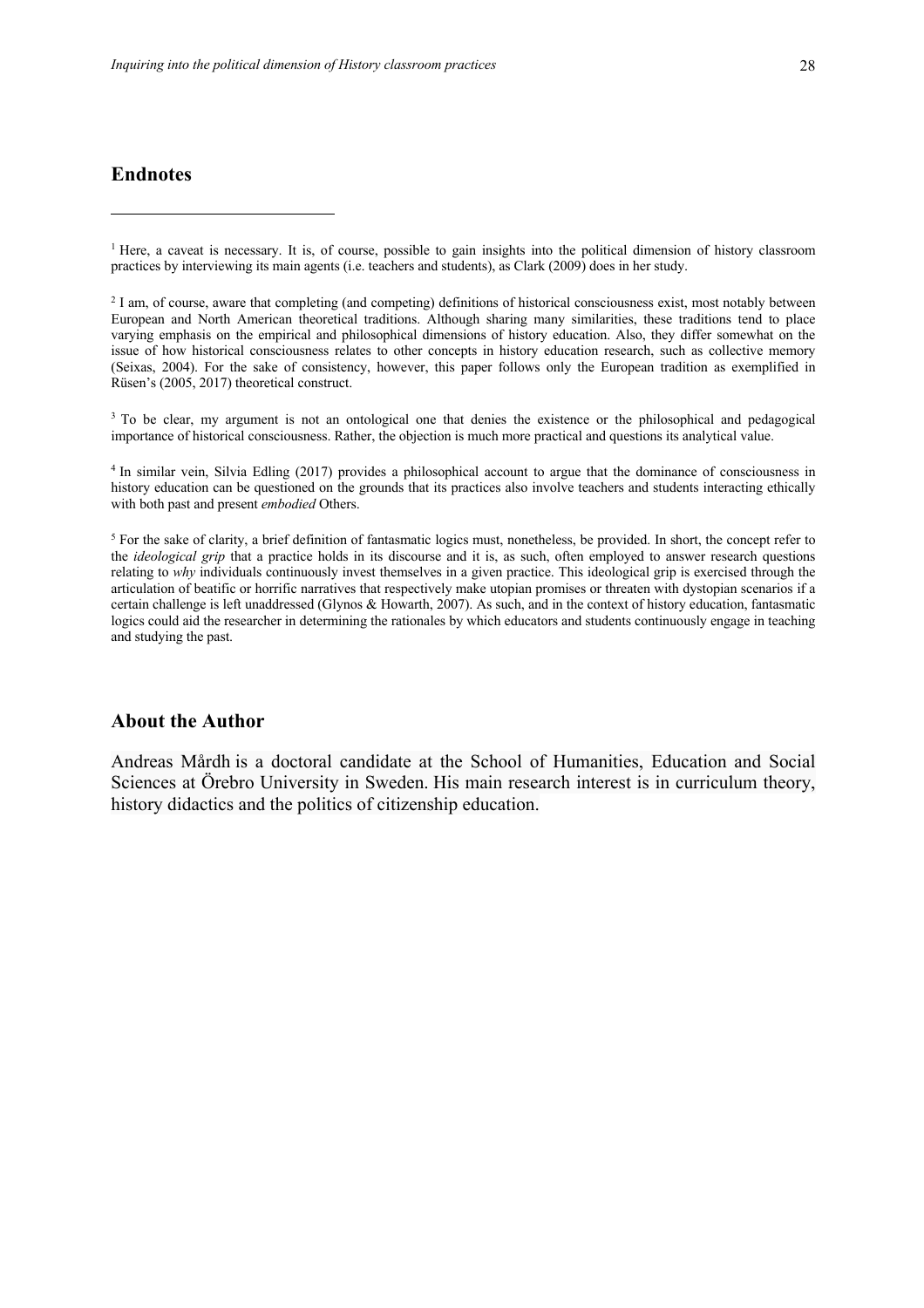## Endnotes

[1] Here, a caveat is necessary. It is, of course, possible to gain insights into the political dimension of history classroom practices by interviewing its main agents (i.e. teachers and students), as Clark (2009) does in her study.

[2] I am, of course, aware that completing (and competing) definitions of historical consciousness exist, most notably between European and North American theoretical traditions. Although sharing many similarities, these traditions tend to place varying emphasis on the empirical and philosophical dimensions of history education. Also, they differ somewhat on the issue of how historical consciousness relates to other concepts in history education research, such as collective memory (Seixas, 2004). For the sake of consistency, however, this paper follows only the European tradition as exemplified in Rüsen's (2005, 2017) theoretical construct.

[3] To be clear, my argument is not an ontological one that denies the existence or the philosophical and pedagogical importance of historical consciousness. Rather, the objection is much more practical and questions its analytical value.

[4] In similar vein, Silvia Edling (2017) provides a philosophical account to argue that the dominance of consciousness in history education can be questioned on the grounds that its practices also involve teachers and students interacting ethically with both past and present *embodied* Others.

[5] For the sake of clarity, a brief definition of fantasmatic logics must, nonetheless, be provided. In short, the concept refer to the *ideological grip* that a practice holds in its discourse and it is, as such, often employed to answer research questions relating to *why* individuals continuously invest themselves in a given practice. This ideological grip is exercised through the articulation of beatific or horrific narratives that respectively make utopian promises or threaten with dystopian scenarios if a certain challenge is left unaddressed (Glynos & Howarth, 2007). As such, and in the context of history education, fantasmatic logics could aid the researcher in determining the rationales by which educators and students continuously engage in teaching and studying the past.

## About the Author

Andreas Mårdh is a doctoral candidate at the School of Humanities, Education and Social Sciences at Örebro University in Sweden. His main research interest is in curriculum theory, history didactics and the politics of citizenship education.